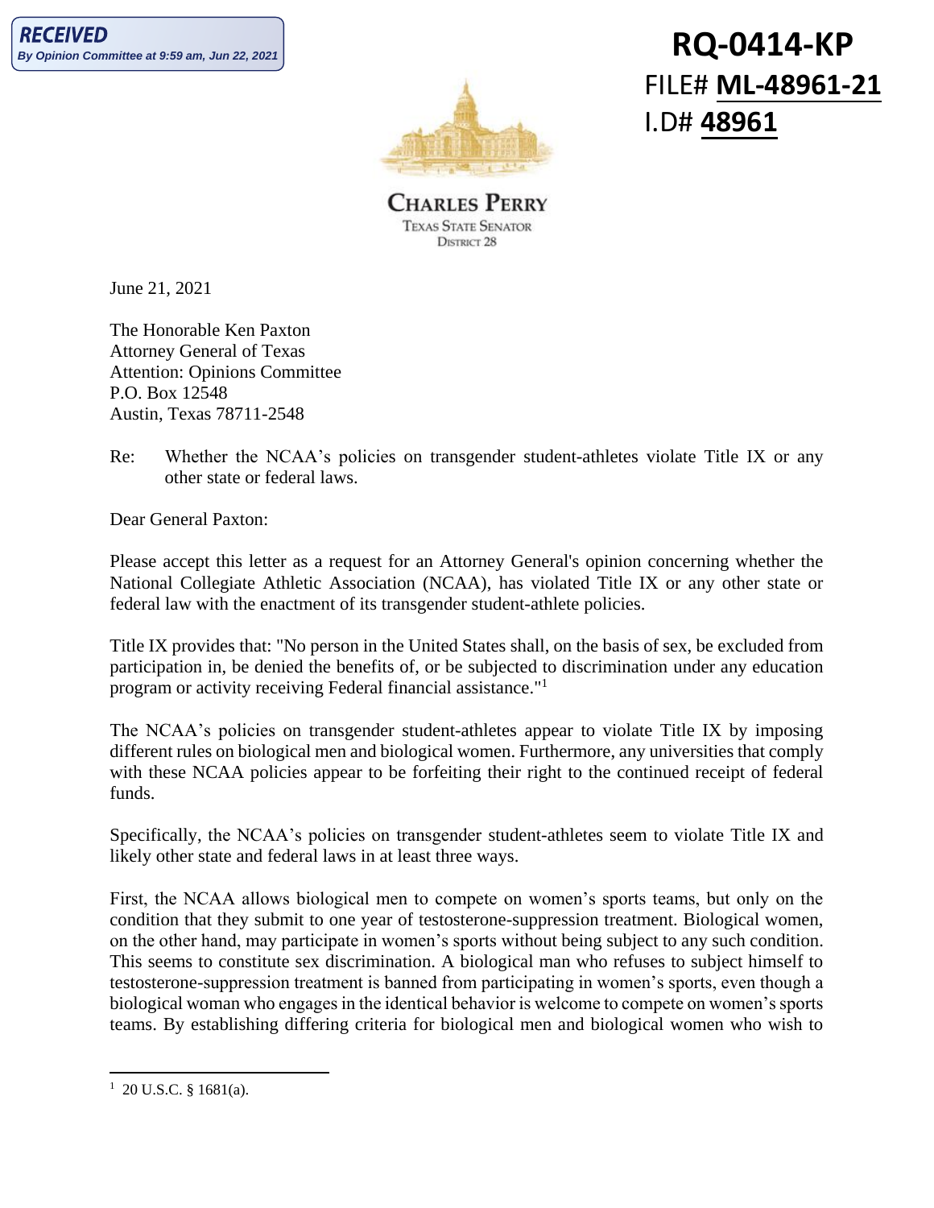**RECEIVED**
*By Opinion Committee at 9:59 am, Jun 22, 2021*

**RQ-0414-KP**
FILE# **ML-48961-21**
I.D# **48961**

**CHARLES PERRY**
TEXAS STATE SENATOR
DISTRICT 28

June 21, 2021

The Honorable Ken Paxton
Attorney General of Texas
Attention: Opinions Committee
P.O. Box 12548
Austin, Texas 78711-2548

Re: Whether the NCAA's policies on transgender student-athletes violate Title IX or any other state or federal laws.

Dear General Paxton:

Please accept this letter as a request for an Attorney General's opinion concerning whether the National Collegiate Athletic Association (NCAA), has violated Title IX or any other state or federal law with the enactment of its transgender student-athlete policies.

Title IX provides that: "No person in the United States shall, on the basis of sex, be excluded from participation in, be denied the benefits of, or be subjected to discrimination under any education program or activity receiving Federal financial assistance."[1]

The NCAA's policies on transgender student-athletes appear to violate Title IX by imposing different rules on biological men and biological women. Furthermore, any universities that comply with these NCAA policies appear to be forfeiting their right to the continued receipt of federal funds.

Specifically, the NCAA's policies on transgender student-athletes seem to violate Title IX and likely other state and federal laws in at least three ways.

First, the NCAA allows biological men to compete on women's sports teams, but only on the condition that they submit to one year of testosterone-suppression treatment. Biological women, on the other hand, may participate in women's sports without being subject to any such condition. This seems to constitute sex discrimination. A biological man who refuses to subject himself to testosterone-suppression treatment is banned from participating in women's sports, even though a biological woman who engages in the identical behavior is welcome to compete on women's sports teams. By establishing differing criteria for biological men and biological women who wish to

---

[1] 20 U.S.C. § 1681(a).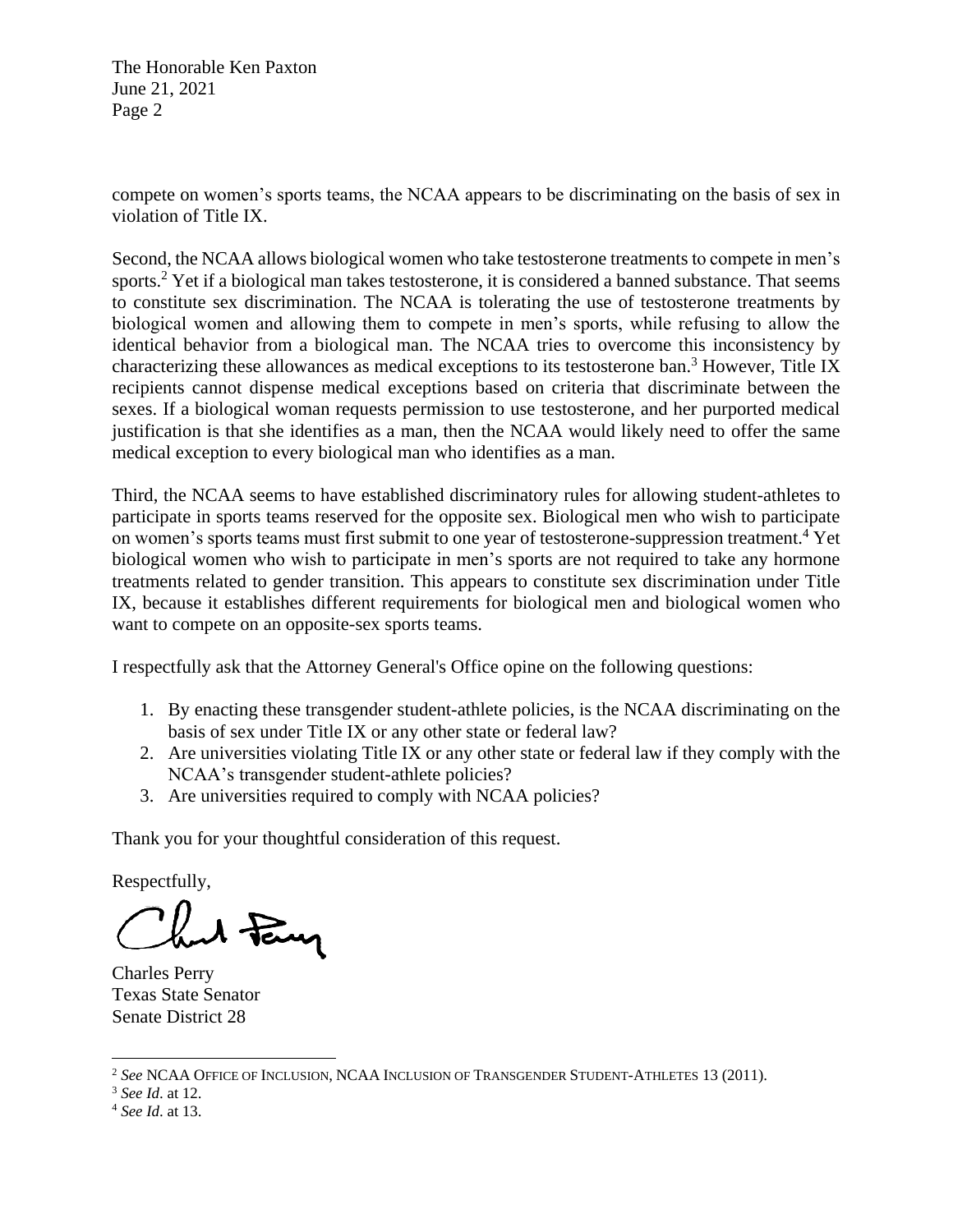compete on women's sports teams, the NCAA appears to be discriminating on the basis of sex in violation of Title IX.

Second, the NCAA allows biological women who take testosterone treatments to compete in men's sports.[2] Yet if a biological man takes testosterone, it is considered a banned substance. That seems to constitute sex discrimination. The NCAA is tolerating the use of testosterone treatments by biological women and allowing them to compete in men's sports, while refusing to allow the identical behavior from a biological man. The NCAA tries to overcome this inconsistency by characterizing these allowances as medical exceptions to its testosterone ban.[3] However, Title IX recipients cannot dispense medical exceptions based on criteria that discriminate between the sexes. If a biological woman requests permission to use testosterone, and her purported medical justification is that she identifies as a man, then the NCAA would likely need to offer the same medical exception to every biological man who identifies as a man.

Third, the NCAA seems to have established discriminatory rules for allowing student-athletes to participate in sports teams reserved for the opposite sex. Biological men who wish to participate on women's sports teams must first submit to one year of testosterone-suppression treatment.[4] Yet biological women who wish to participate in men's sports are not required to take any hormone treatments related to gender transition. This appears to constitute sex discrimination under Title IX, because it establishes different requirements for biological men and biological women who want to compete on an opposite-sex sports teams.

I respectfully ask that the Attorney General's Office opine on the following questions:

1. By enacting these transgender student-athlete policies, is the NCAA discriminating on the basis of sex under Title IX or any other state or federal law?
2. Are universities violating Title IX or any other state or federal law if they comply with the NCAA's transgender student-athlete policies?
3. Are universities required to comply with NCAA policies?

Thank you for your thoughtful consideration of this request.

Respectfully,

Charles Perry
Texas State Senator
Senate District 28

---

[2] *See* NCAA OFFICE OF INCLUSION, NCAA INCLUSION OF TRANSGENDER STUDENT-ATHLETES 13 (2011).

[3] *See Id*. at 12.

[4] *See Id*. at 13.